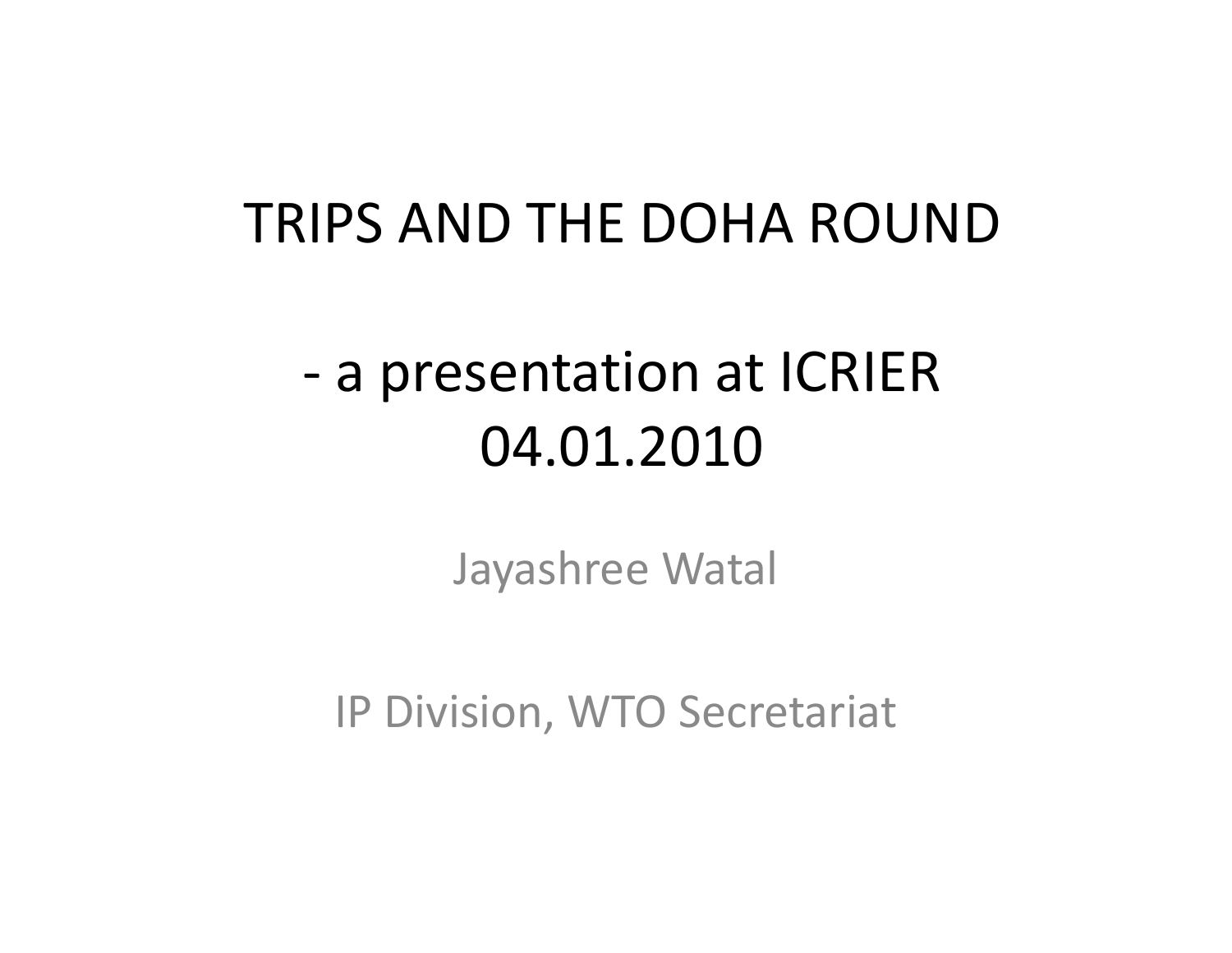# TRIPS AND THE DOHA ROUND

## - a presentation at ICRIER 04.01.2010

Jayashree Watal

IP Division, WTO Secretariat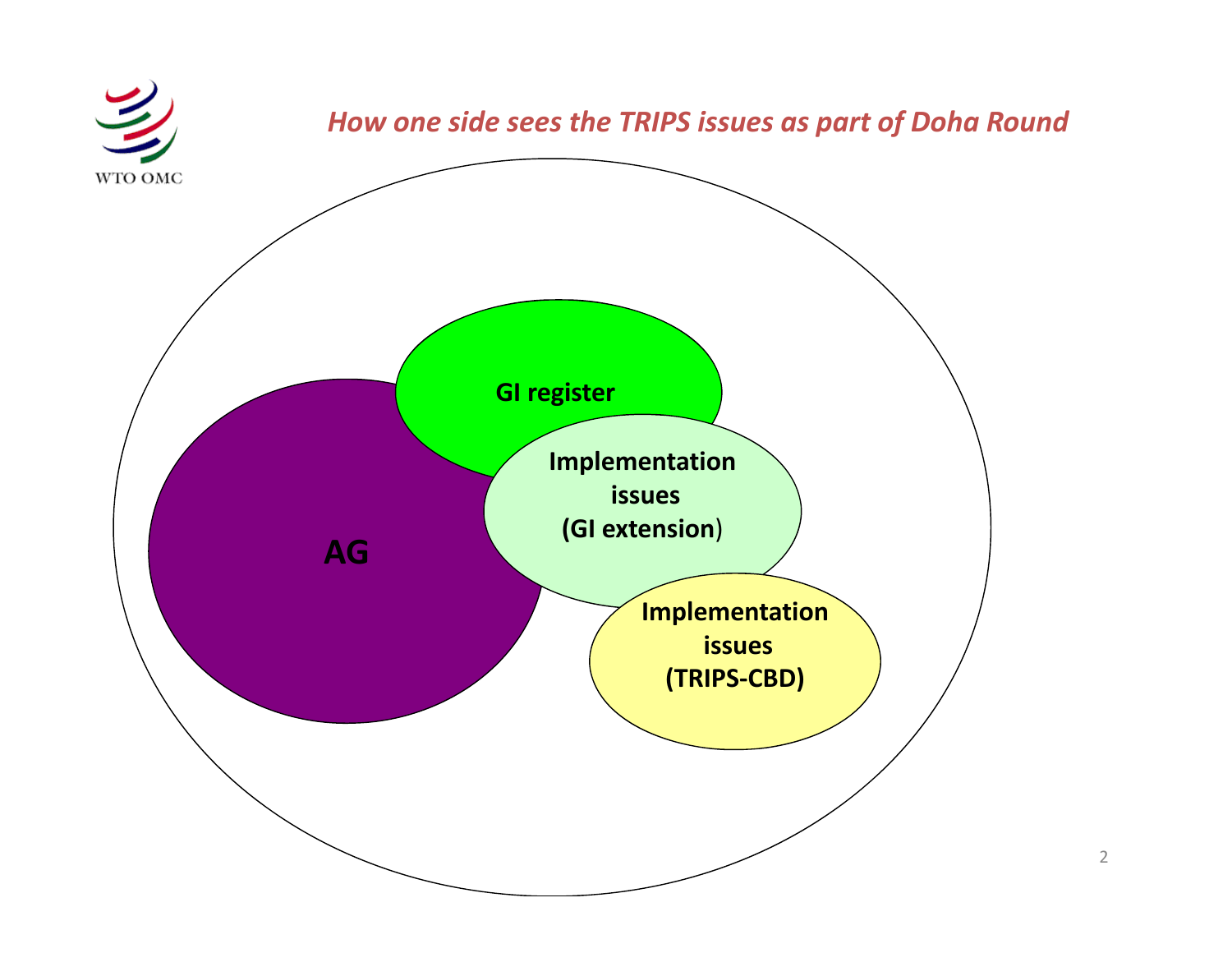*How one side sees the TRIPS issues as part of Doha Round*

**AG**

**GI register**

**Implementation issues (GI extension)**

**Implementation issues (TRIPS-CBD)**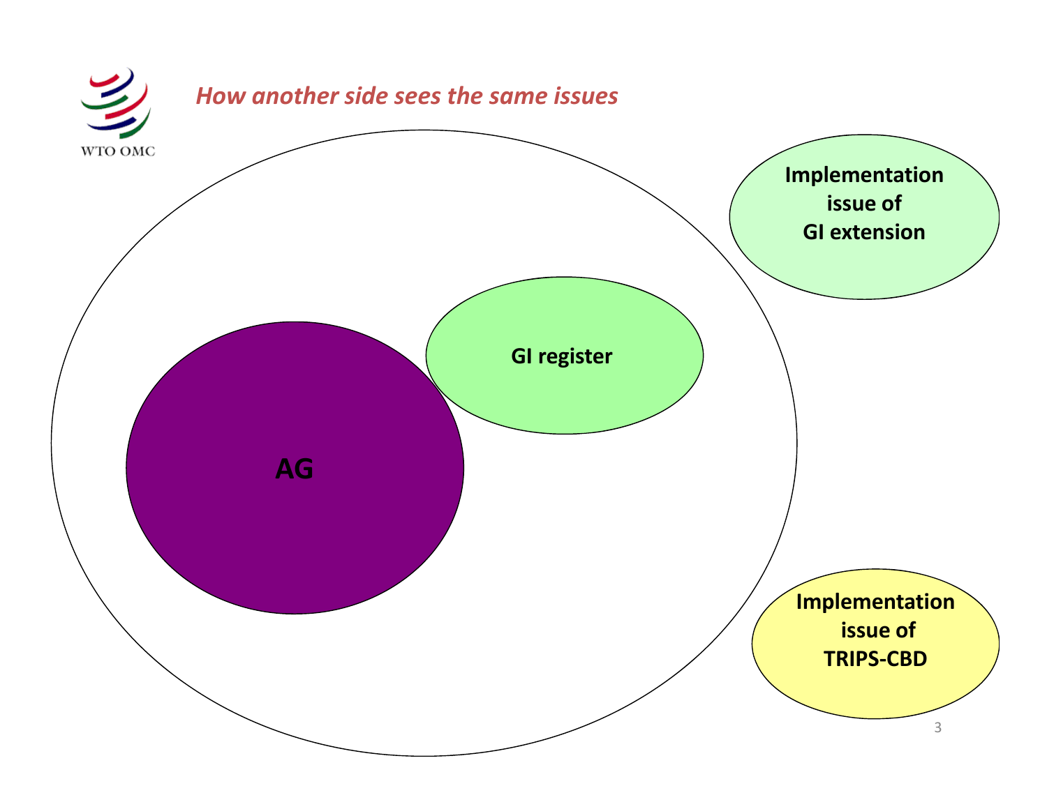*How another side sees the same issues*

AG

GI register

Implementation issue of GI extension

Implementation issue of TRIPS-CBD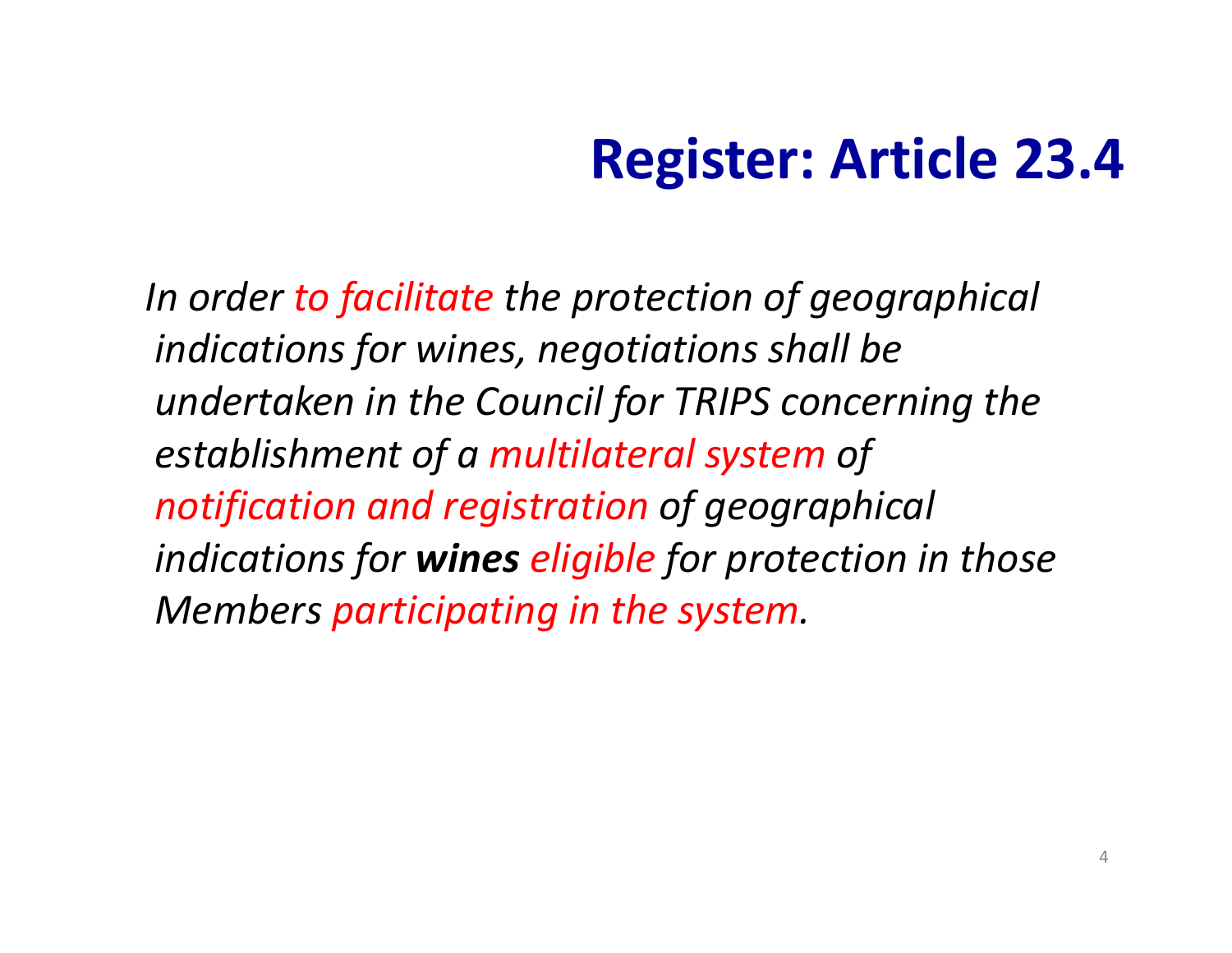# Register: Article 23.4

*In order to facilitate the protection of geographical indications for wines, negotiations shall be undertaken in the Council for TRIPS concerning the establishment of a multilateral system of notification and registration of geographical indications for **wines** eligible for protection in those Members participating in the system.*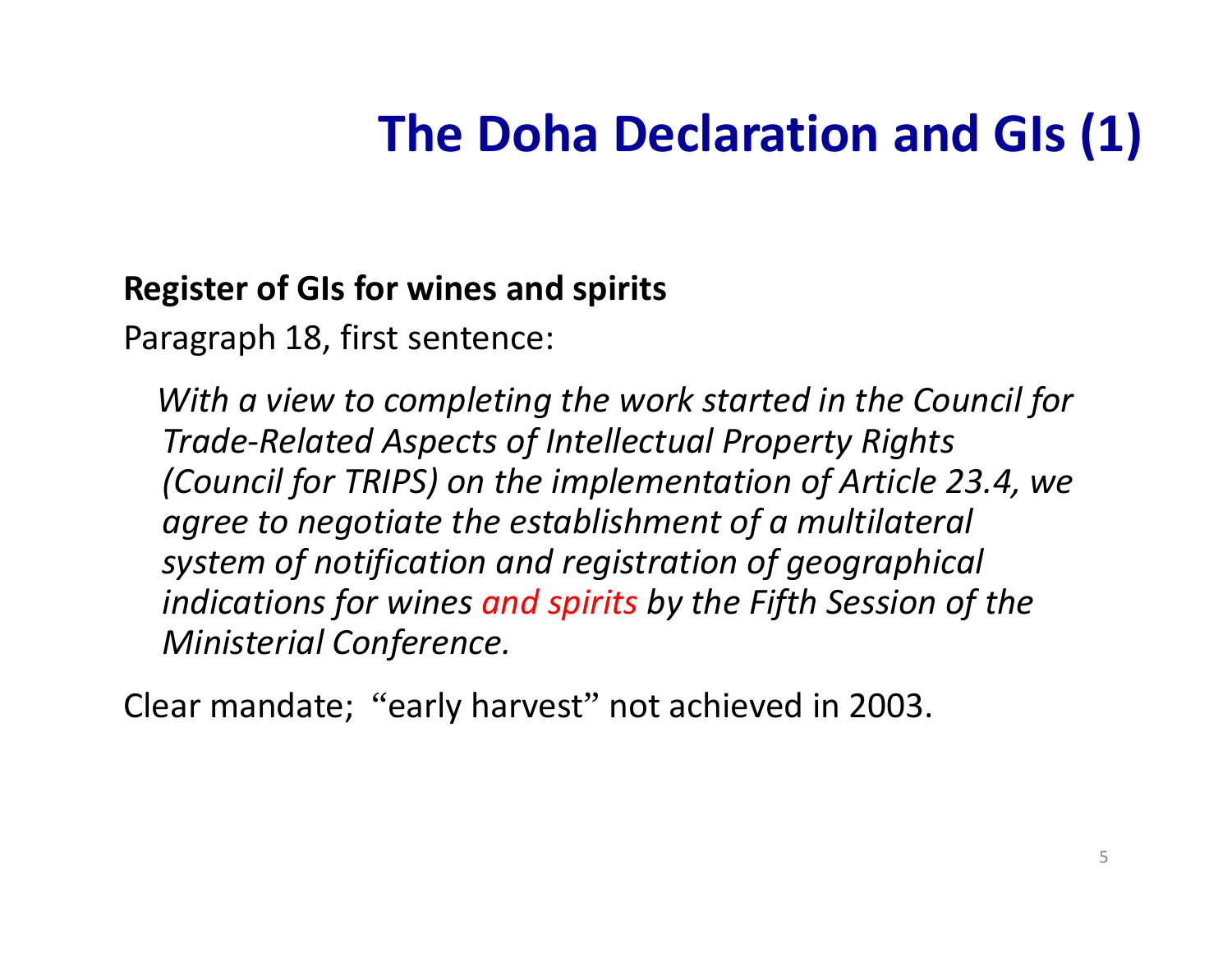# The Doha Declaration and GIs (1)

**Register of GIs for wines and spirits**

Paragraph 18, first sentence:

> *With a view to completing the work started in the Council for Trade-Related Aspects of Intellectual Property Rights (Council for TRIPS) on the implementation of Article 23.4, we agree to negotiate the establishment of a multilateral system of notification and registration of geographical indications for wines and spirits by the Fifth Session of the Ministerial Conference.*

Clear mandate; "early harvest" not achieved in 2003.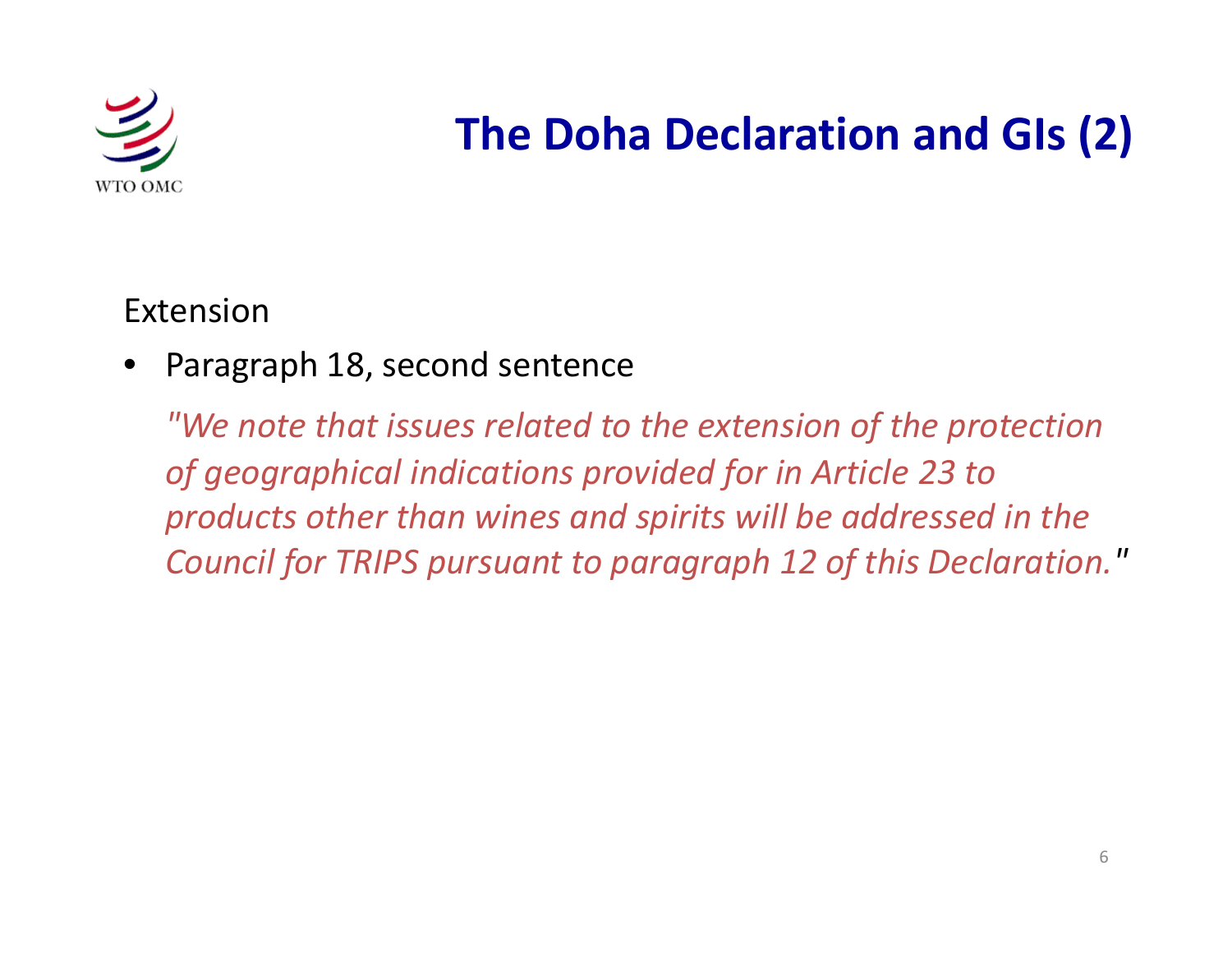# The Doha Declaration and GIs (2)

Extension

- Paragraph 18, second sentence

  *"We note that issues related to the extension of the protection of geographical indications provided for in Article 23 to products other than wines and spirits will be addressed in the Council for TRIPS pursuant to paragraph 12 of this Declaration."*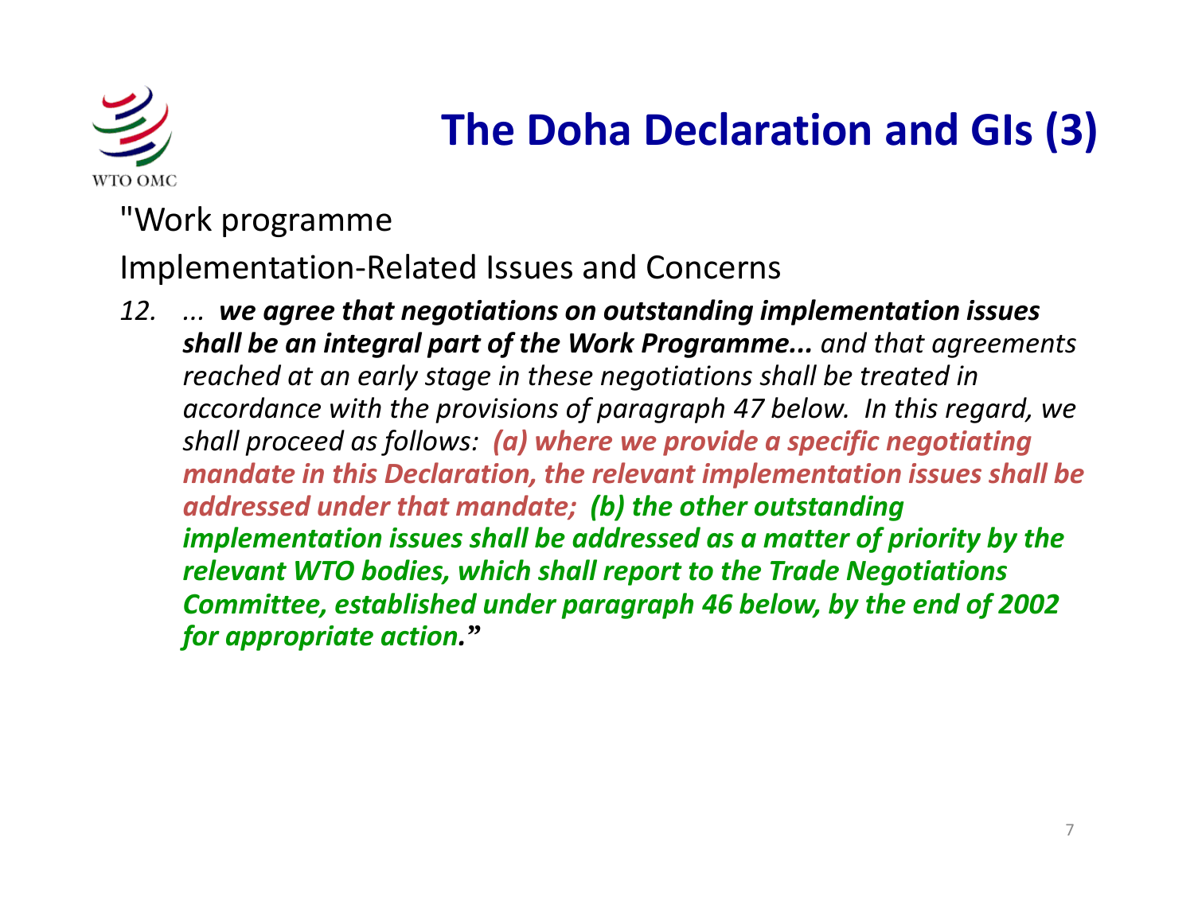# The Doha Declaration and GIs (3)

"Work programme

Implementation-Related Issues and Concerns

*12. ... **we agree that negotiations on outstanding implementation issues shall be an integral part of the Work Programme...** and that agreements reached at an early stage in these negotiations shall be treated in accordance with the provisions of paragraph 47 below. In this regard, we shall proceed as follows: **(a) where we provide a specific negotiating mandate in this Declaration, the relevant implementation issues shall be addressed under that mandate; (b) the other outstanding implementation issues shall be addressed as a matter of priority by the relevant WTO bodies, which shall report to the Trade Negotiations Committee, established under paragraph 46 below, by the end of 2002 for appropriate action.**"*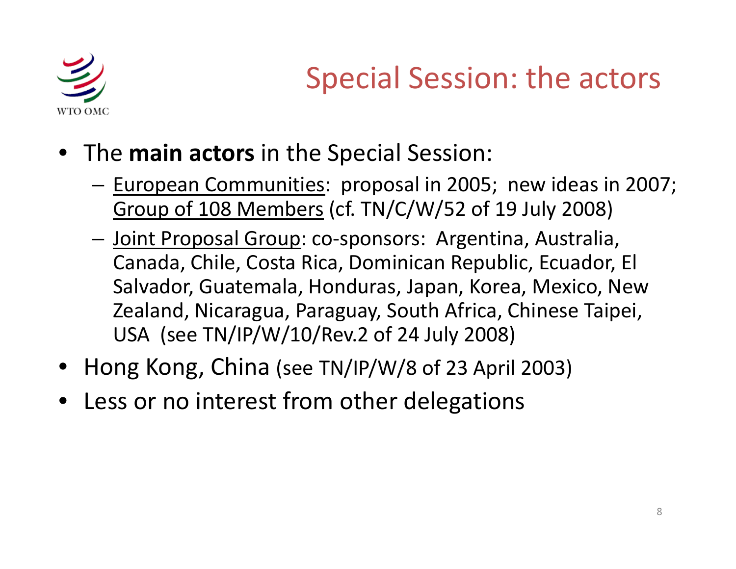# Special Session: the actors

- The **main actors** in the Special Session:
  - European Communities: proposal in 2005; new ideas in 2007; Group of 108 Members (cf. TN/C/W/52 of 19 July 2008)
  - Joint Proposal Group: co-sponsors: Argentina, Australia, Canada, Chile, Costa Rica, Dominican Republic, Ecuador, El Salvador, Guatemala, Honduras, Japan, Korea, Mexico, New Zealand, Nicaragua, Paraguay, South Africa, Chinese Taipei, USA (see TN/IP/W/10/Rev.2 of 24 July 2008)
- Hong Kong, China (see TN/IP/W/8 of 23 April 2003)
- Less or no interest from other delegations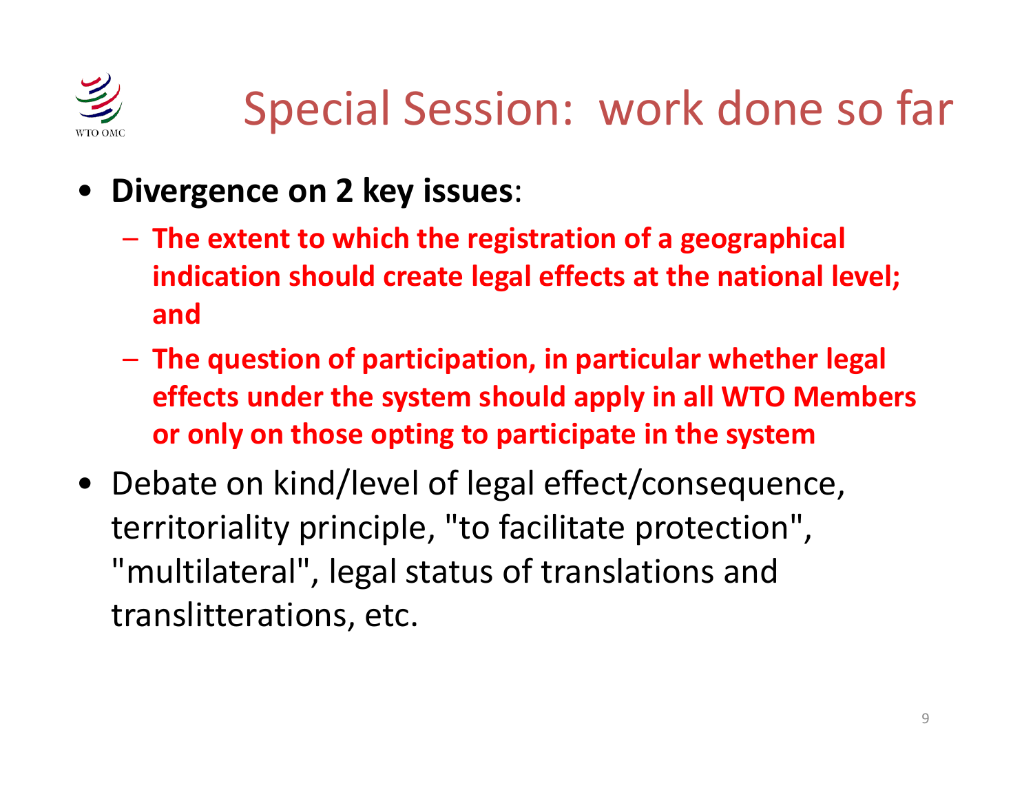# Special Session: work done so far

- **Divergence on 2 key issues**:
  - **The extent to which the registration of a geographical indication should create legal effects at the national level; and**
  - **The question of participation, in particular whether legal effects under the system should apply in all WTO Members or only on those opting to participate in the system**
- Debate on kind/level of legal effect/consequence, territoriality principle, "to facilitate protection", "multilateral", legal status of translations and translitterations, etc.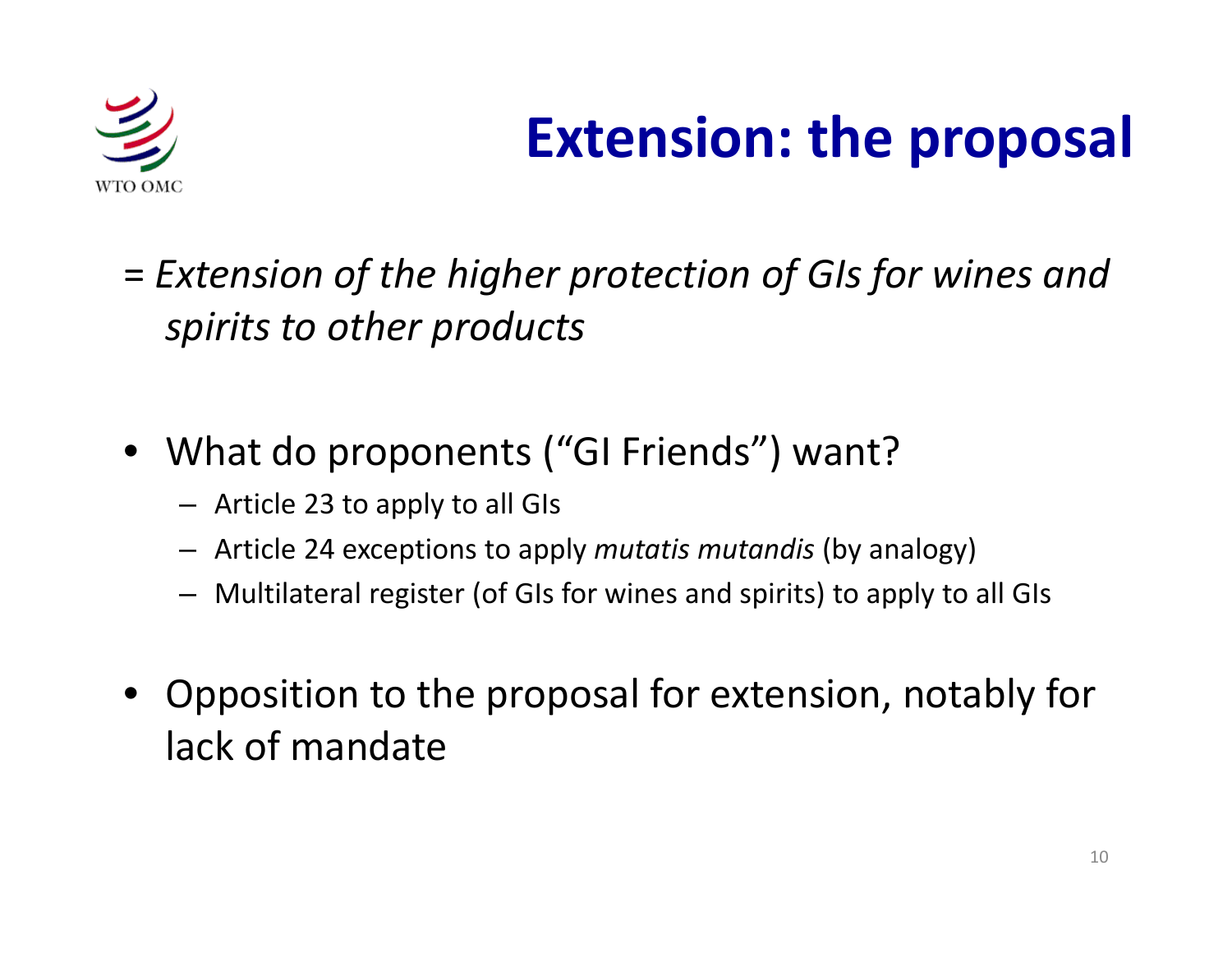# Extension: the proposal

*= Extension of the higher protection of GIs for wines and spirits to other products*

- What do proponents ("GI Friends") want?
  - Article 23 to apply to all GIs
  - Article 24 exceptions to apply *mutatis mutandis* (by analogy)
  - Multilateral register (of GIs for wines and spirits) to apply to all GIs

- Opposition to the proposal for extension, notably for lack of mandate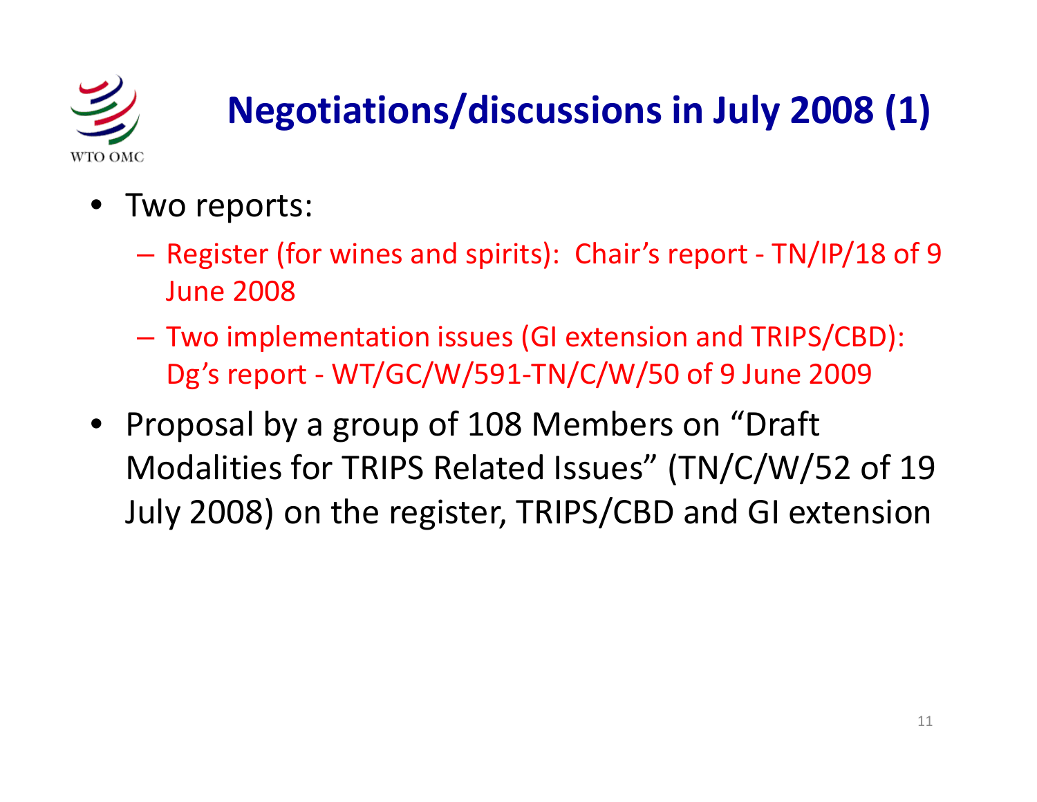# Negotiations/discussions in July 2008 (1)

- Two reports:
  - Register (for wines and spirits): Chair's report - TN/IP/18 of 9 June 2008
  - Two implementation issues (GI extension and TRIPS/CBD): Dg's report - WT/GC/W/591-TN/C/W/50 of 9 June 2009
- Proposal by a group of 108 Members on "Draft Modalities for TRIPS Related Issues" (TN/C/W/52 of 19 July 2008) on the register, TRIPS/CBD and GI extension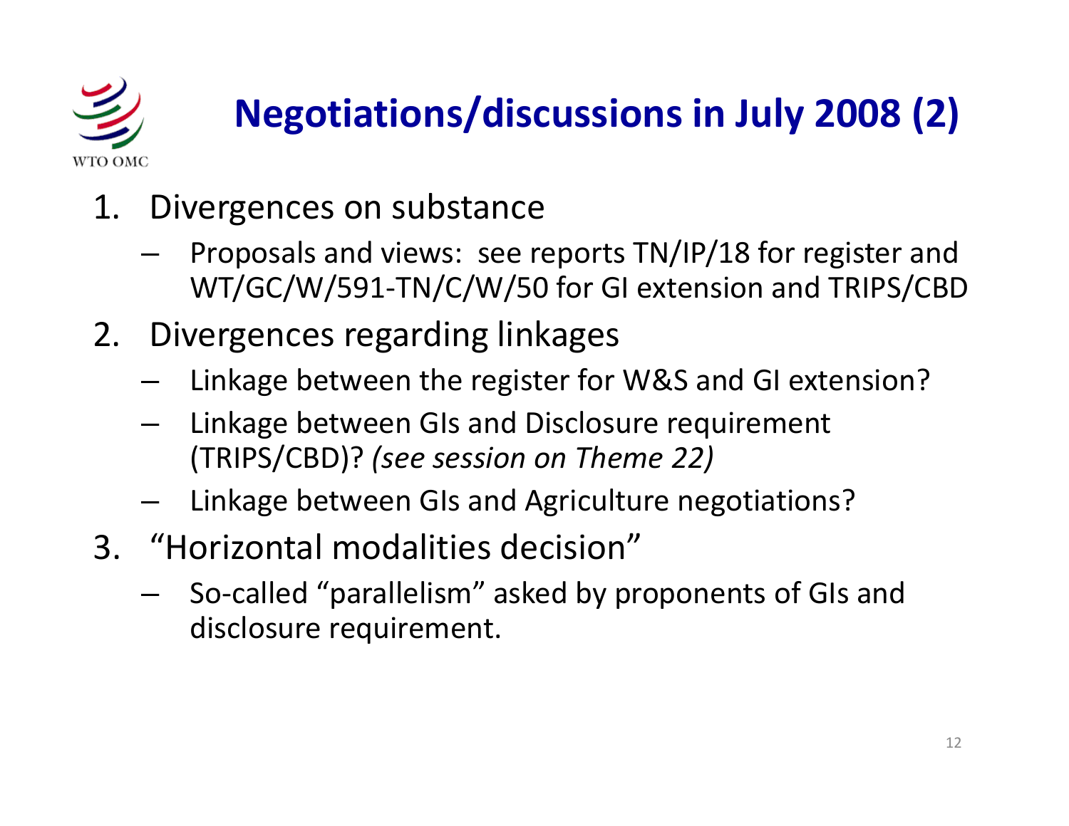# Negotiations/discussions in July 2008 (2)

1. Divergences on substance
   - Proposals and views: see reports TN/IP/18 for register and WT/GC/W/591-TN/C/W/50 for GI extension and TRIPS/CBD
2. Divergences regarding linkages
   - Linkage between the register for W&S and GI extension?
   - Linkage between GIs and Disclosure requirement (TRIPS/CBD)? *(see session on Theme 22)*
   - Linkage between GIs and Agriculture negotiations?
3. "Horizontal modalities decision"
   - So-called "parallelism" asked by proponents of GIs and disclosure requirement.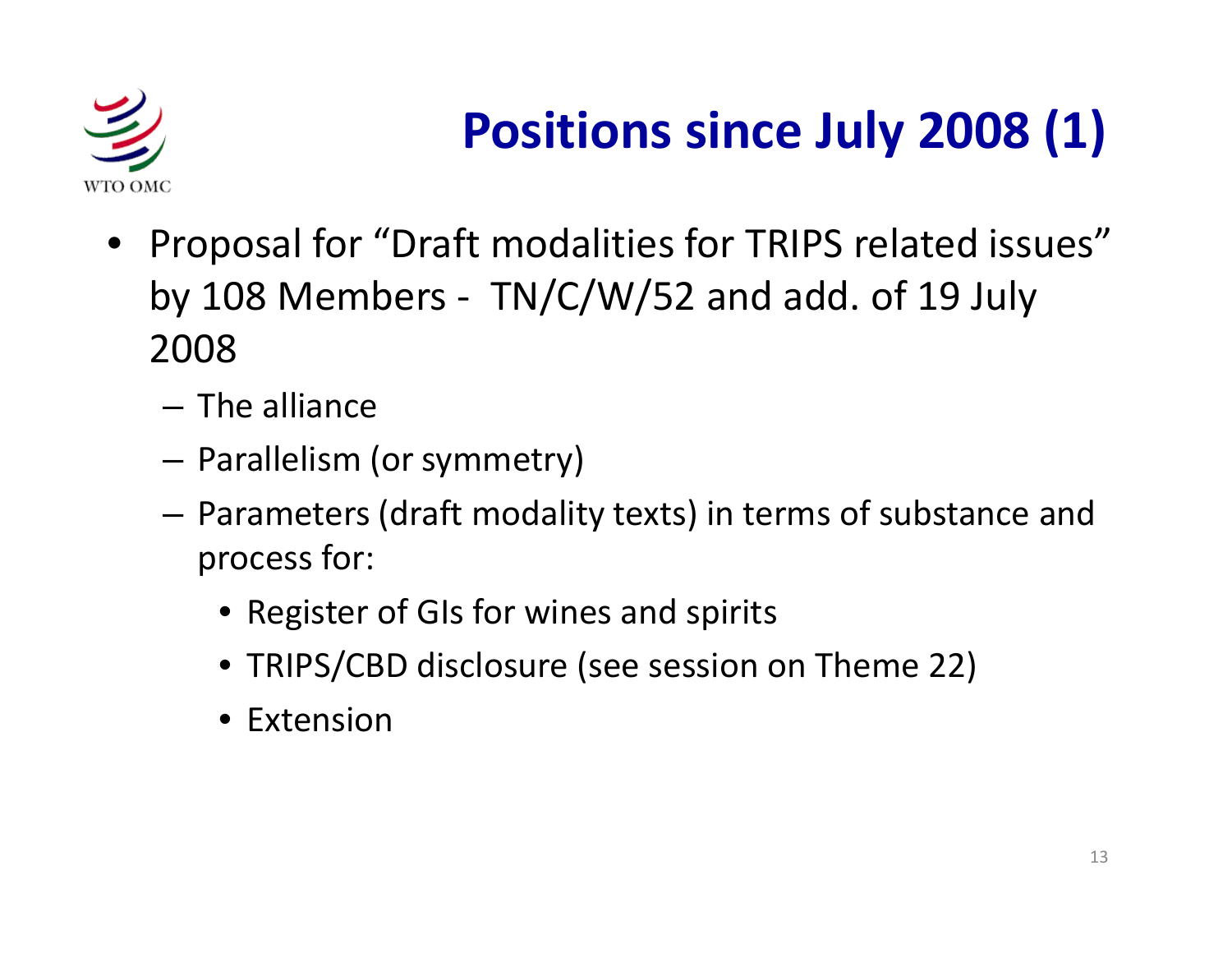# Positions since July 2008 (1)

- Proposal for "Draft modalities for TRIPS related issues" by 108 Members - TN/C/W/52 and add. of 19 July 2008
  - The alliance
  - Parallelism (or symmetry)
  - Parameters (draft modality texts) in terms of substance and process for:
    - Register of GIs for wines and spirits
    - TRIPS/CBD disclosure (see session on Theme 22)
    - Extension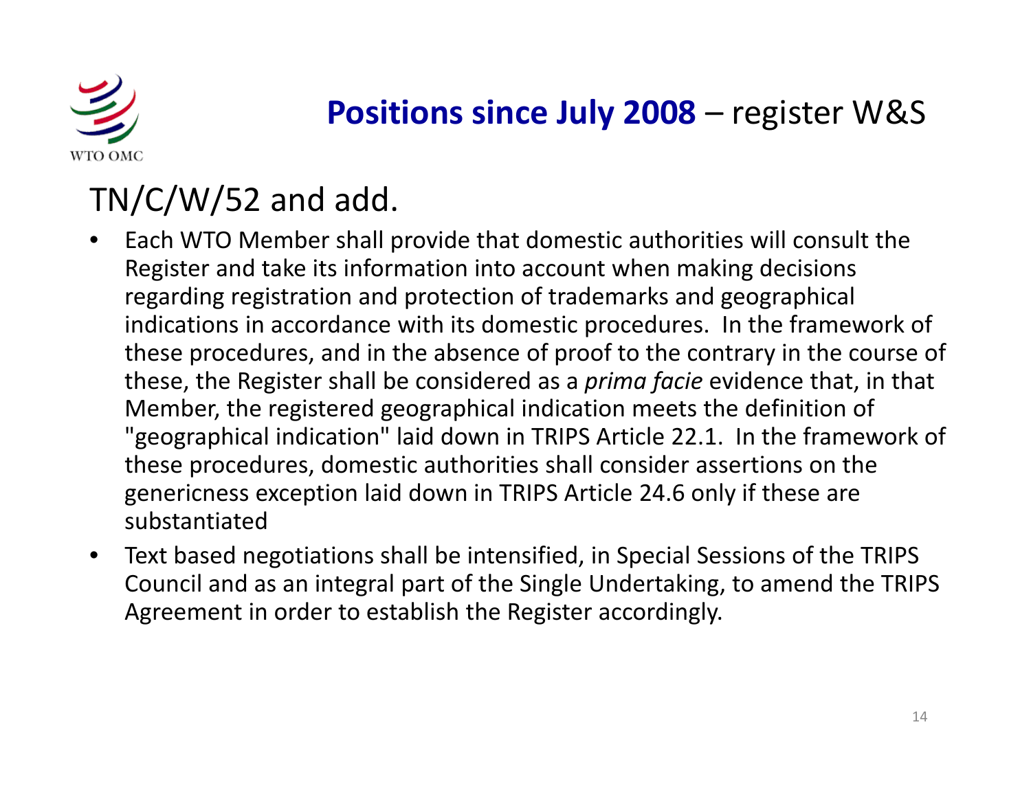# **Positions since July 2008** – register W&S

## TN/C/W/52 and add.

- Each WTO Member shall provide that domestic authorities will consult the Register and take its information into account when making decisions regarding registration and protection of trademarks and geographical indications in accordance with its domestic procedures. In the framework of these procedures, and in the absence of proof to the contrary in the course of these, the Register shall be considered as a *prima facie* evidence that, in that Member, the registered geographical indication meets the definition of "geographical indication" laid down in TRIPS Article 22.1. In the framework of these procedures, domestic authorities shall consider assertions on the genericness exception laid down in TRIPS Article 24.6 only if these are substantiated
- Text based negotiations shall be intensified, in Special Sessions of the TRIPS Council and as an integral part of the Single Undertaking, to amend the TRIPS Agreement in order to establish the Register accordingly.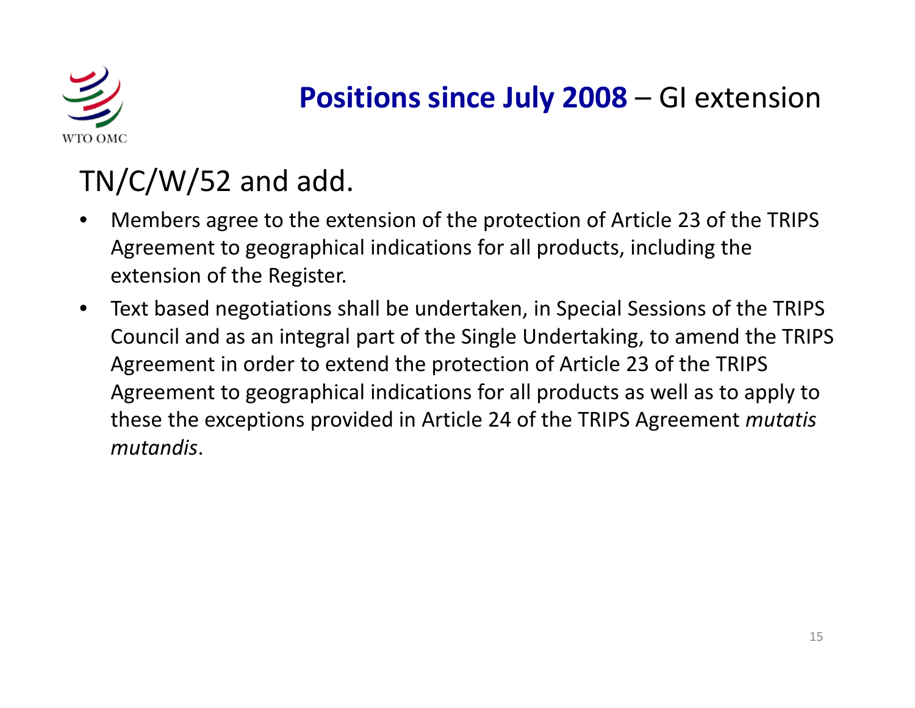# **Positions since July 2008** – GI extension

## TN/C/W/52 and add.

- Members agree to the extension of the protection of Article 23 of the TRIPS Agreement to geographical indications for all products, including the extension of the Register.
- Text based negotiations shall be undertaken, in Special Sessions of the TRIPS Council and as an integral part of the Single Undertaking, to amend the TRIPS Agreement in order to extend the protection of Article 23 of the TRIPS Agreement to geographical indications for all products as well as to apply to these the exceptions provided in Article 24 of the TRIPS Agreement *mutatis mutandis*.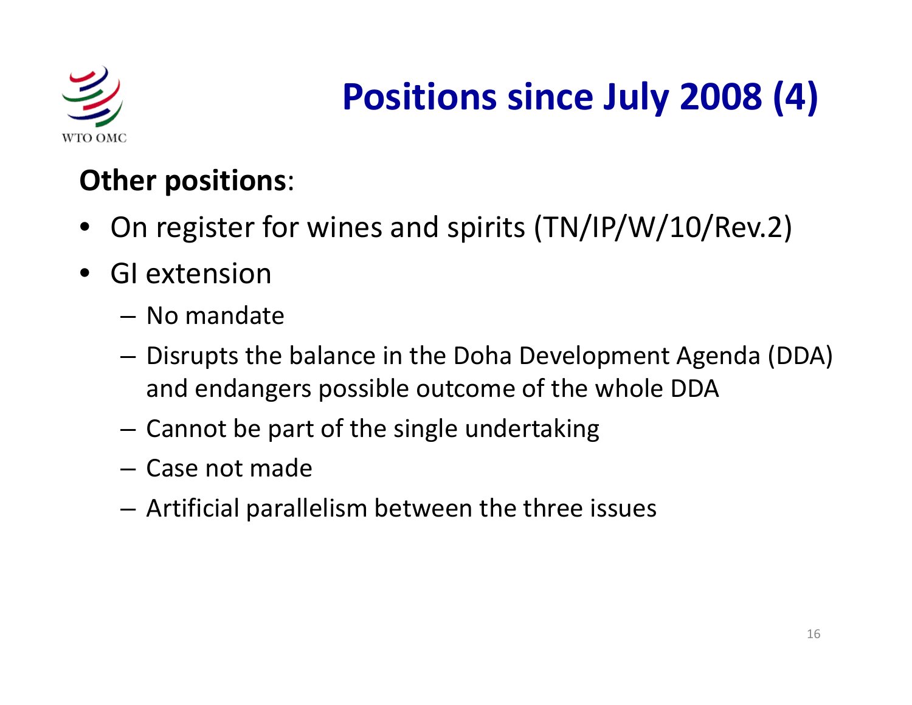# Positions since July 2008 (4)

**Other positions**:

- On register for wines and spirits (TN/IP/W/10/Rev.2)
- GI extension
  - No mandate
  - Disrupts the balance in the Doha Development Agenda (DDA) and endangers possible outcome of the whole DDA
  - Cannot be part of the single undertaking
  - Case not made
  - Artificial parallelism between the three issues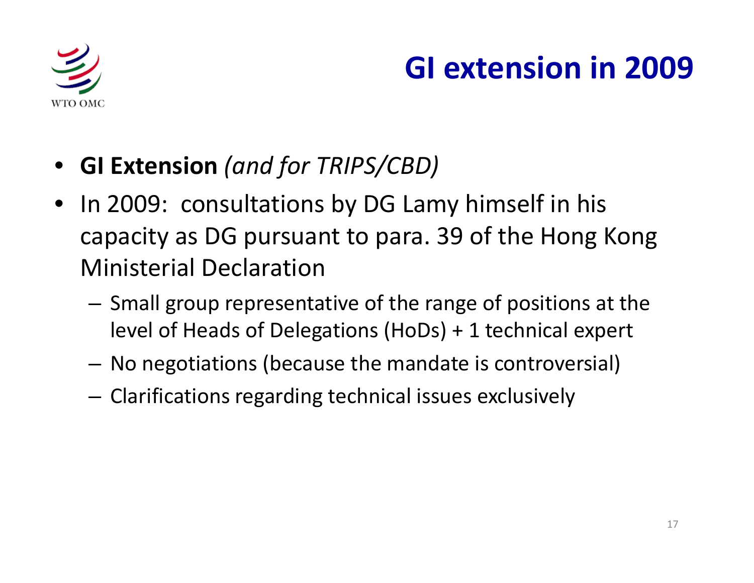# GI extension in 2009

- **GI Extension** *(and for TRIPS/CBD)*
- In 2009: consultations by DG Lamy himself in his capacity as DG pursuant to para. 39 of the Hong Kong Ministerial Declaration
  - Small group representative of the range of positions at the level of Heads of Delegations (HoDs) + 1 technical expert
  - No negotiations (because the mandate is controversial)
  - Clarifications regarding technical issues exclusively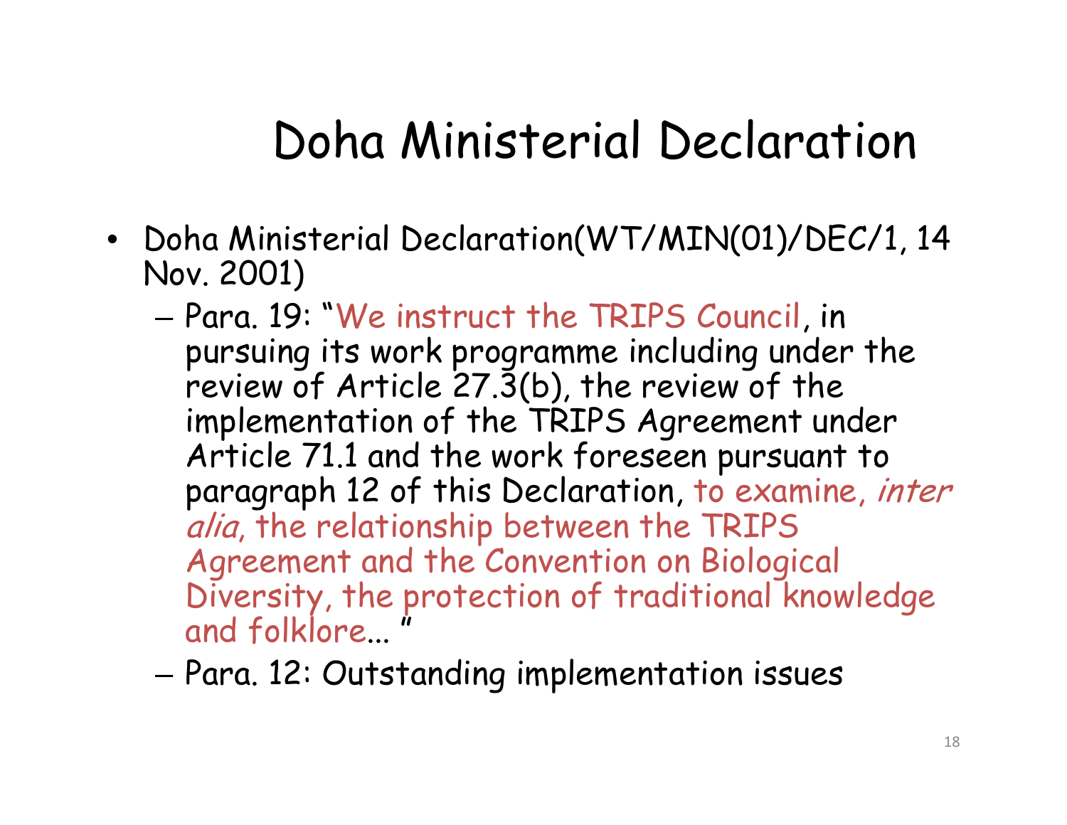# Doha Ministerial Declaration

- Doha Ministerial Declaration(WT/MIN(01)/DEC/1, 14 Nov. 2001)
  - Para. 19: "We instruct the TRIPS Council, in pursuing its work programme including under the review of Article 27.3(b), the review of the implementation of the TRIPS Agreement under Article 71.1 and the work foreseen pursuant to paragraph 12 of this Declaration, to examine, *inter alia*, the relationship between the TRIPS Agreement and the Convention on Biological Diversity, the protection of traditional knowledge and folklore... "
  - Para. 12: Outstanding implementation issues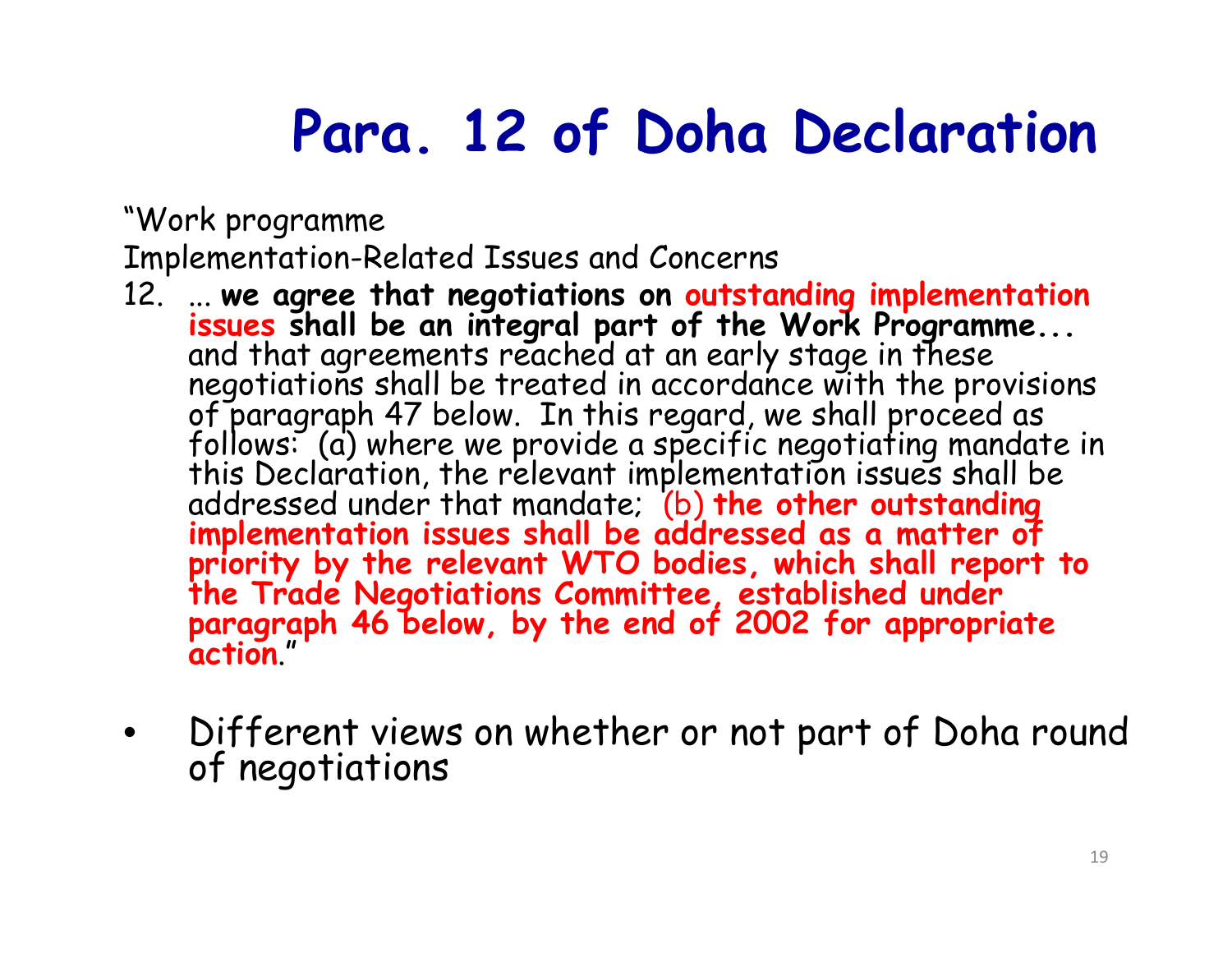# Para. 12 of Doha Declaration

"Work programme

Implementation-Related Issues and Concerns

12. ... **we agree that negotiations on outstanding implementation issues shall be an integral part of the Work Programme...** and that agreements reached at an early stage in these negotiations shall be treated in accordance with the provisions of paragraph 47 below. In this regard, we shall proceed as follows: (a) where we provide a specific negotiating mandate in this Declaration, the relevant implementation issues shall be addressed under that mandate; (b) **the other outstanding implementation issues shall be addressed as a matter of priority by the relevant WTO bodies, which shall report to the Trade Negotiations Committee, established under paragraph 46 below, by the end of 2002 for appropriate action**."

- Different views on whether or not part of Doha round of negotiations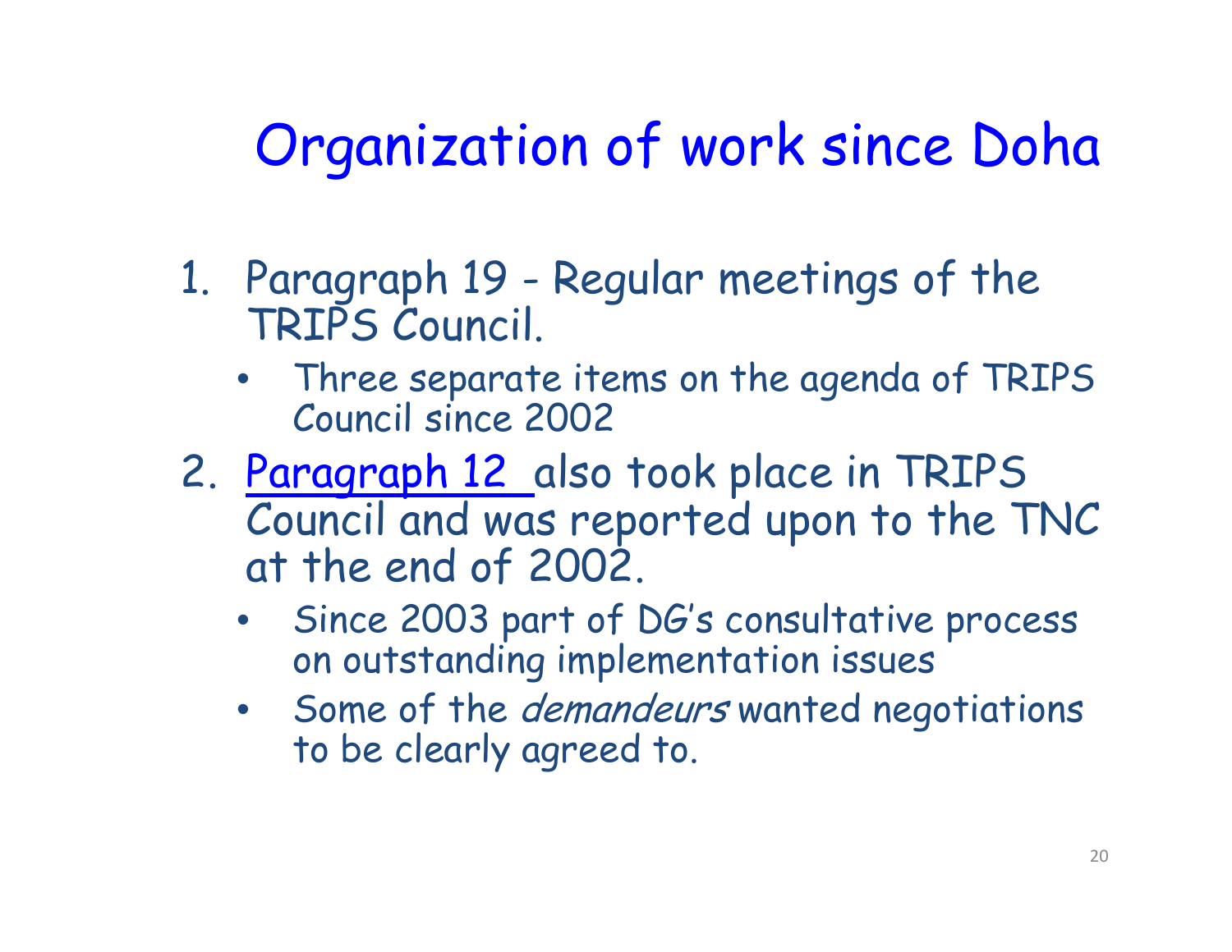# Organization of work since Doha

1. Paragraph 19 - Regular meetings of the TRIPS Council.
   - Three separate items on the agenda of TRIPS Council since 2002
2. Paragraph 12 also took place in TRIPS Council and was reported upon to the TNC at the end of 2002.
   - Since 2003 part of DG's consultative process on outstanding implementation issues
   - Some of the *demandeurs* wanted negotiations to be clearly agreed to.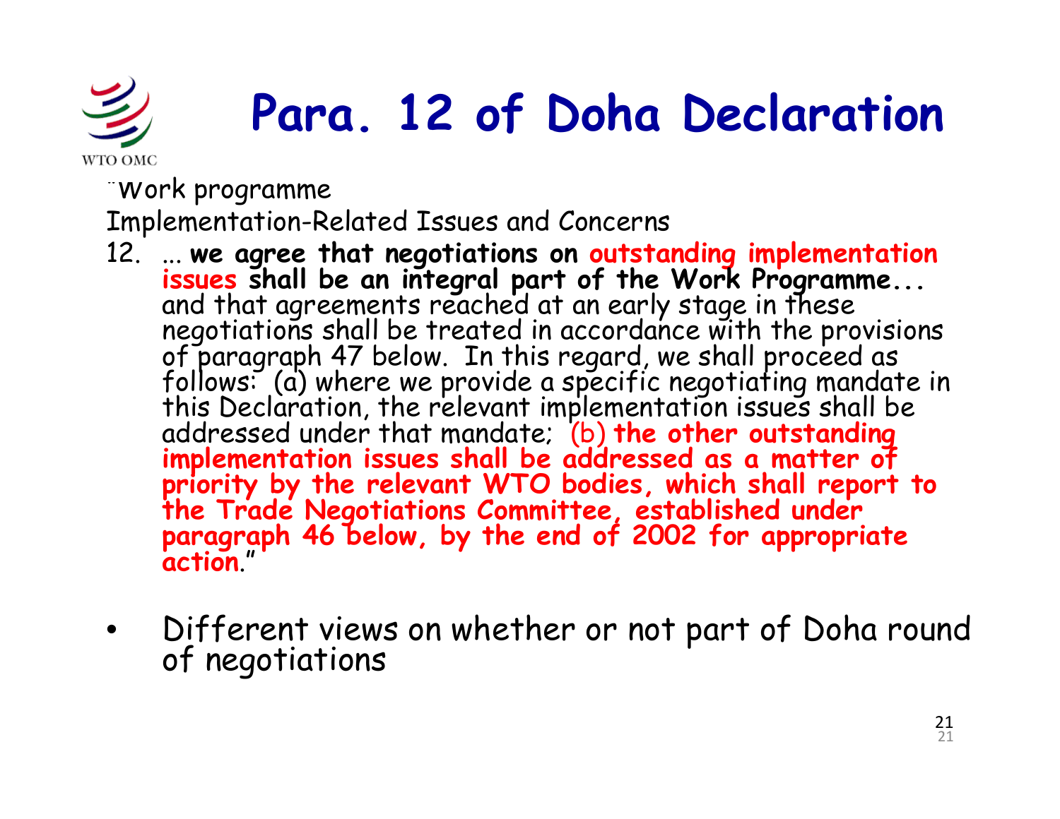# Para. 12 of Doha Declaration

"Work programme

Implementation-Related Issues and Concerns

12. ... **we agree that negotiations on outstanding implementation issues shall be an integral part of the Work Programme...** and that agreements reached at an early stage in these negotiations shall be treated in accordance with the provisions of paragraph 47 below. In this regard, we shall proceed as follows: (a) where we provide a specific negotiating mandate in this Declaration, the relevant implementation issues shall be addressed under that mandate; (b) **the other outstanding implementation issues shall be addressed as a matter of priority by the relevant WTO bodies, which shall report to the Trade Negotiations Committee, established under paragraph 46 below, by the end of 2002 for appropriate action**."

- Different views on whether or not part of Doha round of negotiations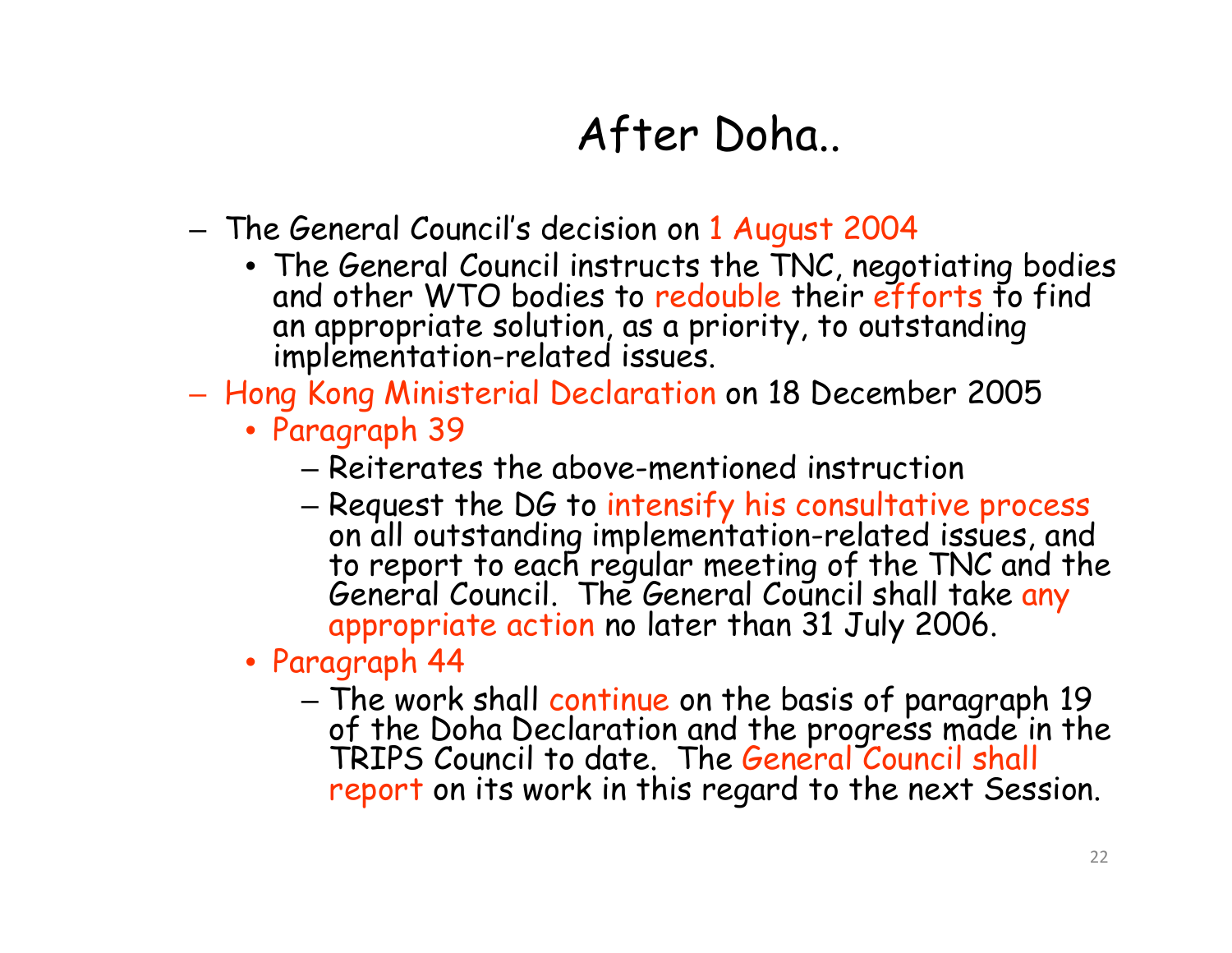# After Doha..

- The General Council's decision on 1 August 2004
  - The General Council instructs the TNC, negotiating bodies and other WTO bodies to redouble their efforts to find an appropriate solution, as a priority, to outstanding implementation-related issues.
- Hong Kong Ministerial Declaration on 18 December 2005
  - Paragraph 39
    - Reiterates the above-mentioned instruction
    - Request the DG to intensify his consultative process on all outstanding implementation-related issues, and to report to each regular meeting of the TNC and the General Council. The General Council shall take any appropriate action no later than 31 July 2006.
  - Paragraph 44
    - The work shall continue on the basis of paragraph 19 of the Doha Declaration and the progress made in the TRIPS Council to date. The General Council shall report on its work in this regard to the next Session.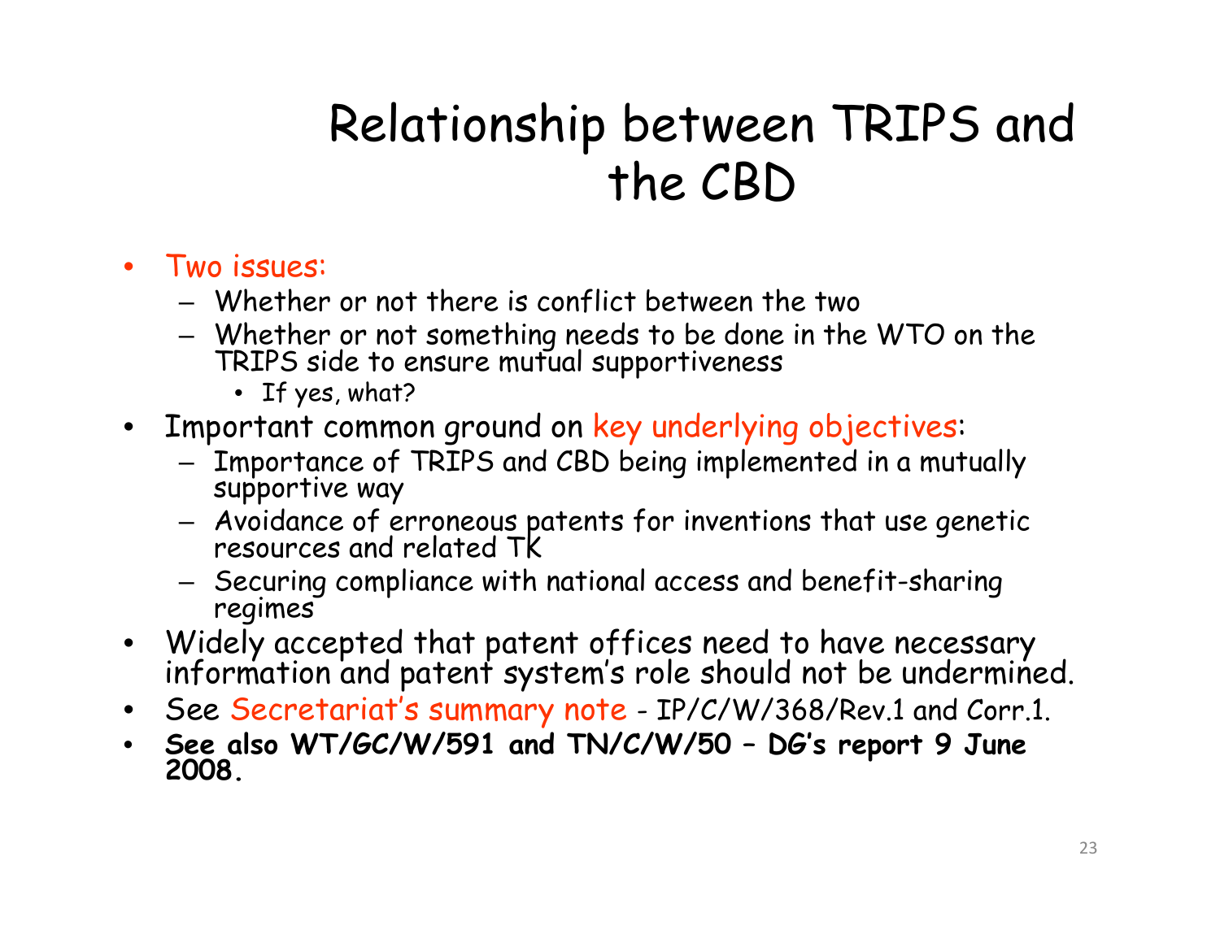# Relationship between TRIPS and the CBD

- Two issues:
  - Whether or not there is conflict between the two
  - Whether or not something needs to be done in the WTO on the TRIPS side to ensure mutual supportiveness
    - If yes, what?
- Important common ground on key underlying objectives:
  - Importance of TRIPS and CBD being implemented in a mutually supportive way
  - Avoidance of erroneous patents for inventions that use genetic resources and related TK
  - Securing compliance with national access and benefit-sharing regimes
- Widely accepted that patent offices need to have necessary information and patent system's role should not be undermined.
- See Secretariat's summary note - IP/C/W/368/Rev.1 and Corr.1.
- **See also WT/GC/W/591 and TN/C/W/50 – DG's report 9 June 2008.**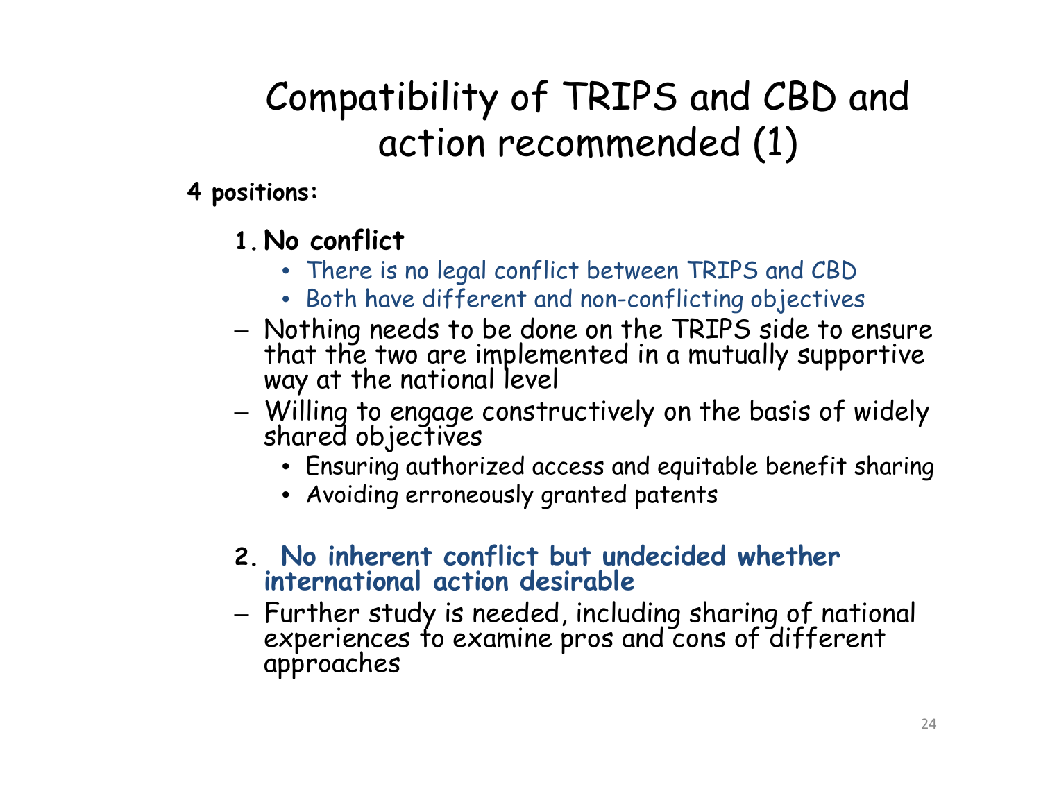# Compatibility of TRIPS and CBD and action recommended (1)

**4 positions:**

1. **No conflict**
    - There is no legal conflict between TRIPS and CBD
    - Both have different and non-conflicting objectives

   - Nothing needs to be done on the TRIPS side to ensure that the two are implemented in a mutually supportive way at the national level
   - Willing to engage constructively on the basis of widely shared objectives
     - Ensuring authorized access and equitable benefit sharing
     - Avoiding erroneously granted patents

2. **No inherent conflict but undecided whether international action desirable**

   - Further study is needed, including sharing of national experiences to examine pros and cons of different approaches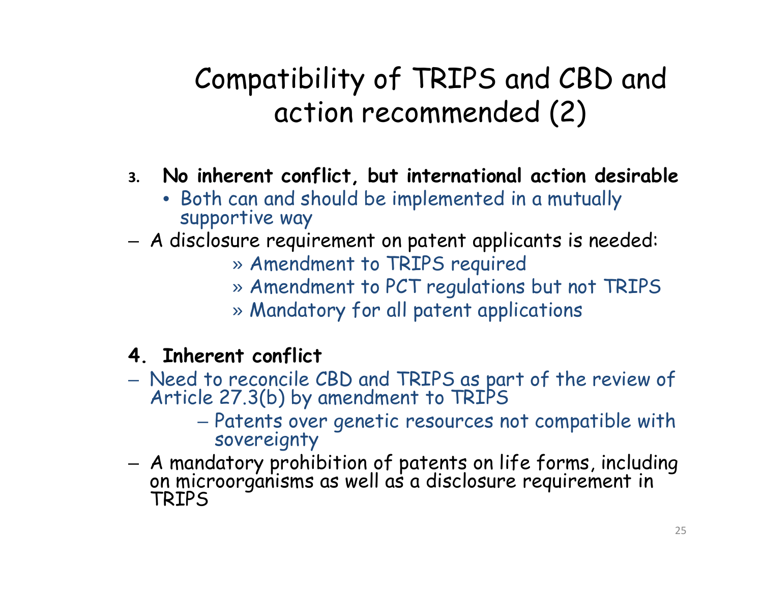# Compatibility of TRIPS and CBD and action recommended (2)

3. **No inherent conflict, but international action desirable**
   - Both can and should be implemented in a mutually supportive way

– A disclosure requirement on patent applicants is needed:
   - » Amendment to TRIPS required
   - » Amendment to PCT regulations but not TRIPS
   - » Mandatory for all patent applications

4. **Inherent conflict**

– Need to reconcile CBD and TRIPS as part of the review of Article 27.3(b) by amendment to TRIPS
   - – Patents over genetic resources not compatible with sovereignty

– A mandatory prohibition of patents on life forms, including on microorganisms as well as a disclosure requirement in TRIPS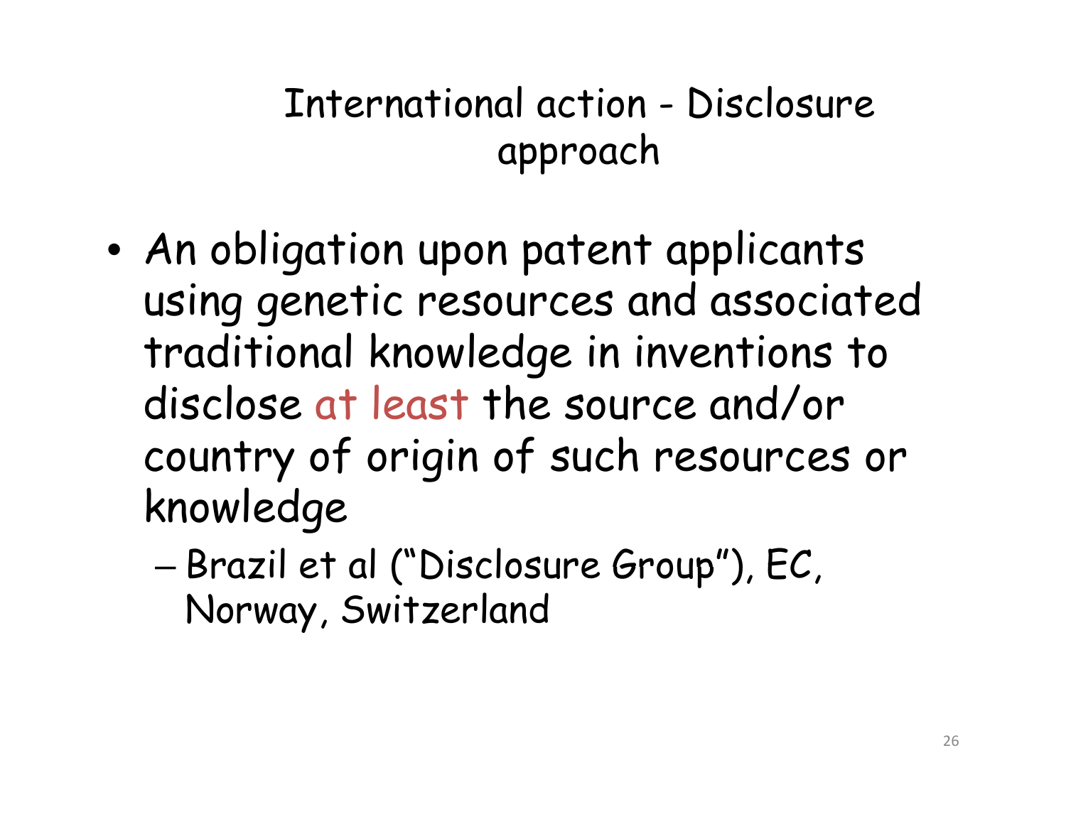# International action - Disclosure approach

- An obligation upon patent applicants using genetic resources and associated traditional knowledge in inventions to disclose at least the source and/or country of origin of such resources or knowledge
  - Brazil et al ("Disclosure Group"), EC, Norway, Switzerland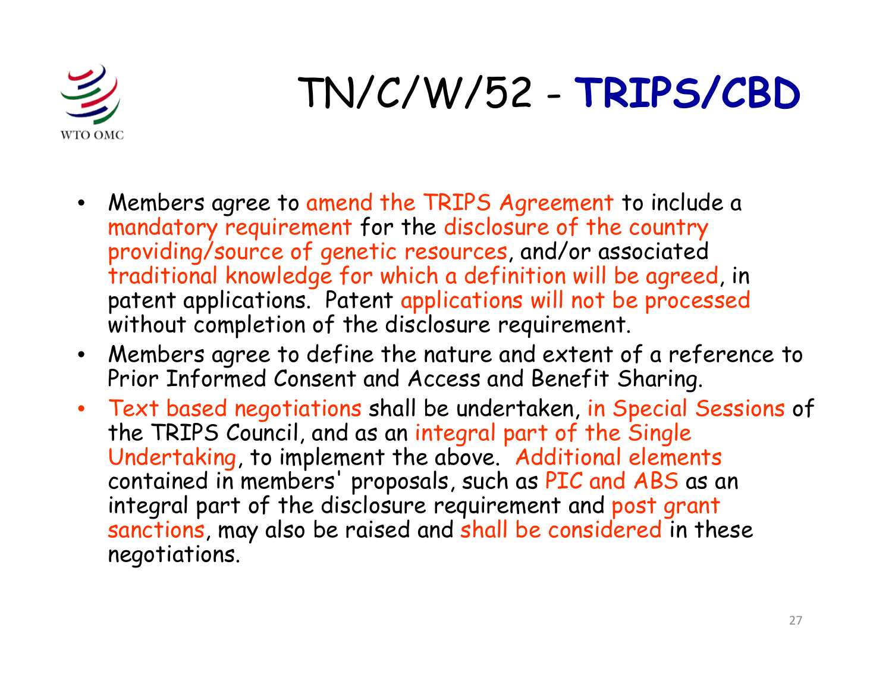# TN/C/W/52 - **TRIPS/CBD**

- Members agree to amend the TRIPS Agreement to include a mandatory requirement for the disclosure of the country providing/source of genetic resources, and/or associated traditional knowledge for which a definition will be agreed, in patent applications. Patent applications will not be processed without completion of the disclosure requirement.
- Members agree to define the nature and extent of a reference to Prior Informed Consent and Access and Benefit Sharing.
- Text based negotiations shall be undertaken, in Special Sessions of the TRIPS Council, and as an integral part of the Single Undertaking, to implement the above. Additional elements contained in members' proposals, such as PIC and ABS as an integral part of the disclosure requirement and post grant sanctions, may also be raised and shall be considered in these negotiations.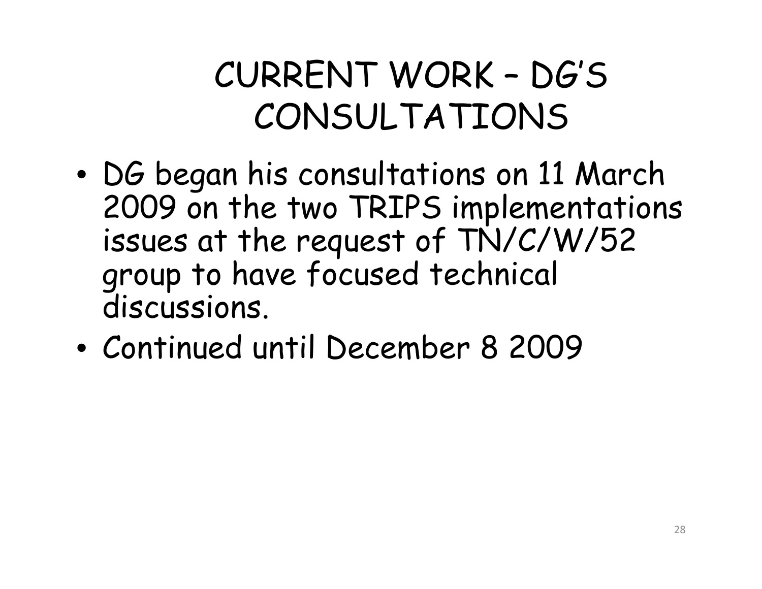# CURRENT WORK – DG'S CONSULTATIONS

- DG began his consultations on 11 March 2009 on the two TRIPS implementations issues at the request of TN/C/W/52 group to have focused technical discussions.
- Continued until December 8 2009